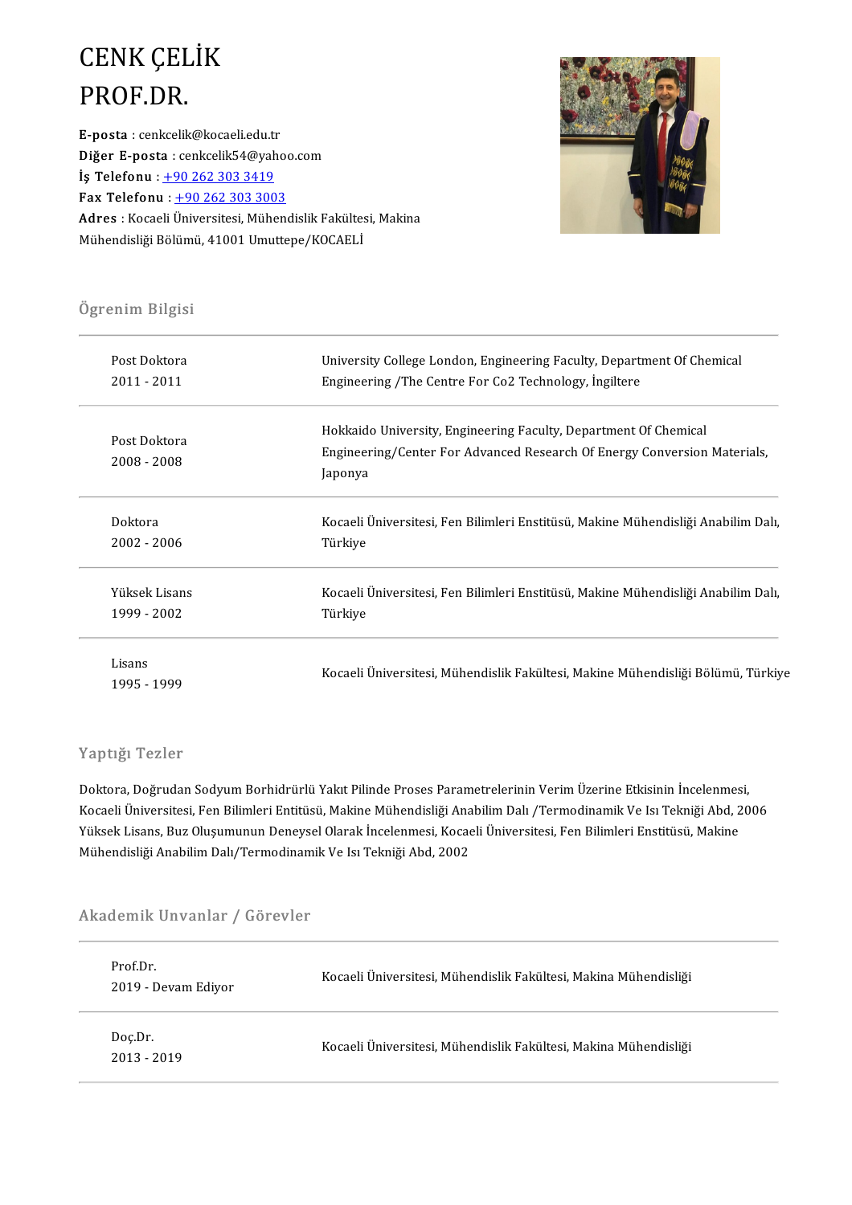# CENK ÇELİK
# PROF.DR.

**E-posta** : cenkcelik@kocaeli.edu.tr
**Diğer E-posta** : cenkcelik54@yahoo.com
**İş Telefonu** : +90 262 303 3419
**Fax Telefonu** : +90 262 303 3003
**Adres** : Kocaeli Üniversitesi, Mühendislik Fakültesi, Makina Mühendisliği Bölümü, 41001 Umuttepe/KOCAELİ

## Ögrenim Bilgisi

| | |
|---|---|
| Post Doktora<br>2011 - 2011 | University College London, Engineering Faculty, Department Of Chemical Engineering /The Centre For Co2 Technology, İngiltere |
| Post Doktora<br>2008 - 2008 | Hokkaido University, Engineering Faculty, Department Of Chemical Engineering/Center For Advanced Research Of Energy Conversion Materials, Japonya |
| Doktora<br>2002 - 2006 | Kocaeli Üniversitesi, Fen Bilimleri Enstitüsü, Makine Mühendisliği Anabilim Dalı, Türkiye |
| Yüksek Lisans<br>1999 - 2002 | Kocaeli Üniversitesi, Fen Bilimleri Enstitüsü, Makine Mühendisliği Anabilim Dalı, Türkiye |
| Lisans<br>1995 - 1999 | Kocaeli Üniversitesi, Mühendislik Fakültesi, Makine Mühendisliği Bölümü, Türkiye |

## Yaptığı Tezler

Doktora, Doğrudan Sodyum Borhidrürlü Yakıt Pilinde Proses Parametrelerinin Verim Üzerine Etkisinin İncelenmesi, Kocaeli Üniversitesi, Fen Bilimleri Entitüsü, Makine Mühendisliği Anabilim Dalı /Termodinamik Ve Isı Tekniği Abd, 2006

Yüksek Lisans, Buz Oluşumunun Deneysel Olarak İncelenmesi, Kocaeli Üniversitesi, Fen Bilimleri Enstitüsü, Makine Mühendisliği Anabilim Dalı/Termodinamik Ve Isı Tekniği Abd, 2002

## Akademik Unvanlar / Görevler

| | |
|---|---|
| Prof.Dr.<br>2019 - Devam Ediyor | Kocaeli Üniversitesi, Mühendislik Fakültesi, Makina Mühendisliği |
| Doç.Dr.<br>2013 - 2019 | Kocaeli Üniversitesi, Mühendislik Fakültesi, Makina Mühendisliği |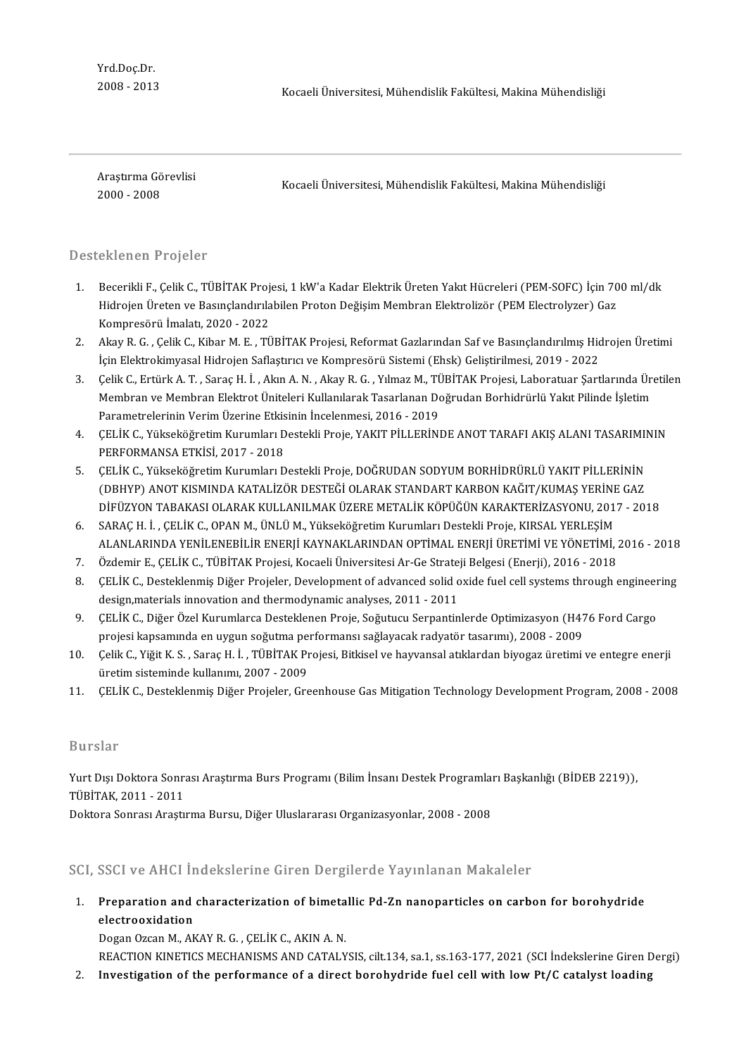Yrd.Doç.Dr.
2008 - 2013

Kocaeli Üniversitesi, Mühendislik Fakültesi, Makina Mühendisliği

---

Araştırma Görevlisi
2000 - 2008

Kocaeli Üniversitesi, Mühendislik Fakültesi, Makina Mühendisliği

## Desteklenen Projeler

1. Becerikli F., Çelik C., TÜBİTAK Projesi, 1 kW'a Kadar Elektrik Üreten Yakıt Hücreleri (PEM-SOFC) İçin 700 ml/dk Hidrojen Üreten ve Basınçlandırılabilen Proton Değişim Membran Elektrolizör (PEM Electrolyzer) Gaz Kompresörü İmalatı, 2020 - 2022
2. Akay R. G. , Çelik C., Kibar M. E. , TÜBİTAK Projesi, Reformat Gazlarından Saf ve Basınçlandırılmış Hidrojen Üretimi İçin Elektrokimyasal Hidrojen Saflaştırıcı ve Kompresörü Sistemi (Ehsk) Geliştirilmesi, 2019 - 2022
3. Çelik C., Ertürk A. T. , Saraç H. İ. , Akın A. N. , Akay R. G. , Yılmaz M., TÜBİTAK Projesi, Laboratuar Şartlarında Üretilen Membran ve Membran Elektrot Üniteleri Kullanılarak Tasarlanan Doğrudan Borhidrürlü Yakıt Pilinde İşletim Parametrelerinin Verim Üzerine Etkisinin İncelenmesi, 2016 - 2019
4. ÇELİK C., Yükseköğretim Kurumları Destekli Proje, YAKIT PİLLERİNDE ANOT TARAFI AKIŞ ALANI TASARIMININ PERFORMANSA ETKİSİ, 2017 - 2018
5. ÇELİK C., Yükseköğretim Kurumları Destekli Proje, DOĞRUDAN SODYUM BORHİDRÜRLÜ YAKIT PİLLERİNİN (DBHYP) ANOT KISMINDA KATALİZÖR DESTEĞİ OLARAK STANDART KARBON KAĞIT/KUMAŞ YERİNE GAZ DİFÜZYON TABAKASI OLARAK KULLANILMAK ÜZERE METALİK KÖPÜĞÜN KARAKTERİZASYONU, 2017 - 2018
6. SARAÇ H. İ. , ÇELİK C., OPAN M., ÜNLÜ M., Yükseköğretim Kurumları Destekli Proje, KIRSAL YERLEŞİM ALANLARINDA YENİLENEBİLİR ENERJİ KAYNAKLARINDAN OPTİMAL ENERJİ ÜRETİMİ VE YÖNETİMİ, 2016 - 2018
7. Özdemir E., ÇELİK C., TÜBİTAK Projesi, Kocaeli Üniversitesi Ar-Ge Strateji Belgesi (Enerji), 2016 - 2018
8. ÇELİK C., Desteklenmiş Diğer Projeler, Development of advanced solid oxide fuel cell systems through engineering design,materials innovation and thermodynamic analyses, 2011 - 2011
9. ÇELİK C., Diğer Özel Kurumlarca Desteklenen Proje, Soğutucu Serpantinlerde Optimizasyon (H476 Ford Cargo projesi kapsamında en uygun soğutma performansı sağlayacak radyatör tasarımı), 2008 - 2009
10. Çelik C., Yiğit K. S. , Saraç H. İ. , TÜBİTAK Projesi, Bitkisel ve hayvansal atıklardan biyogaz üretimi ve entegre enerji üretim sisteminde kullanımı, 2007 - 2009
11. ÇELİK C., Desteklenmiş Diğer Projeler, Greenhouse Gas Mitigation Technology Development Program, 2008 - 2008

## Burslar

Yurt Dışı Doktora Sonrası Araştırma Burs Programı (Bilim İnsanı Destek Programları Başkanlığı (BİDEB 2219)), TÜBİTAK, 2011 - 2011

Doktora Sonrası Araştırma Bursu, Diğer Uluslararası Organizasyonlar, 2008 - 2008

## SCI, SSCI ve AHCI İndekslerine Giren Dergilerde Yayınlanan Makaleler

1. **Preparation and characterization of bimetallic Pd-Zn nanoparticles on carbon for borohydride electrooxidation**
   Dogan Ozcan M., AKAY R. G. , ÇELİK C., AKIN A. N.
   REACTION KINETICS MECHANISMS AND CATALYSIS, cilt.134, sa.1, ss.163-177, 2021 (SCI İndekslerine Giren Dergi)
2. **Investigation of the performance of a direct borohydride fuel cell with low Pt/C catalyst loading**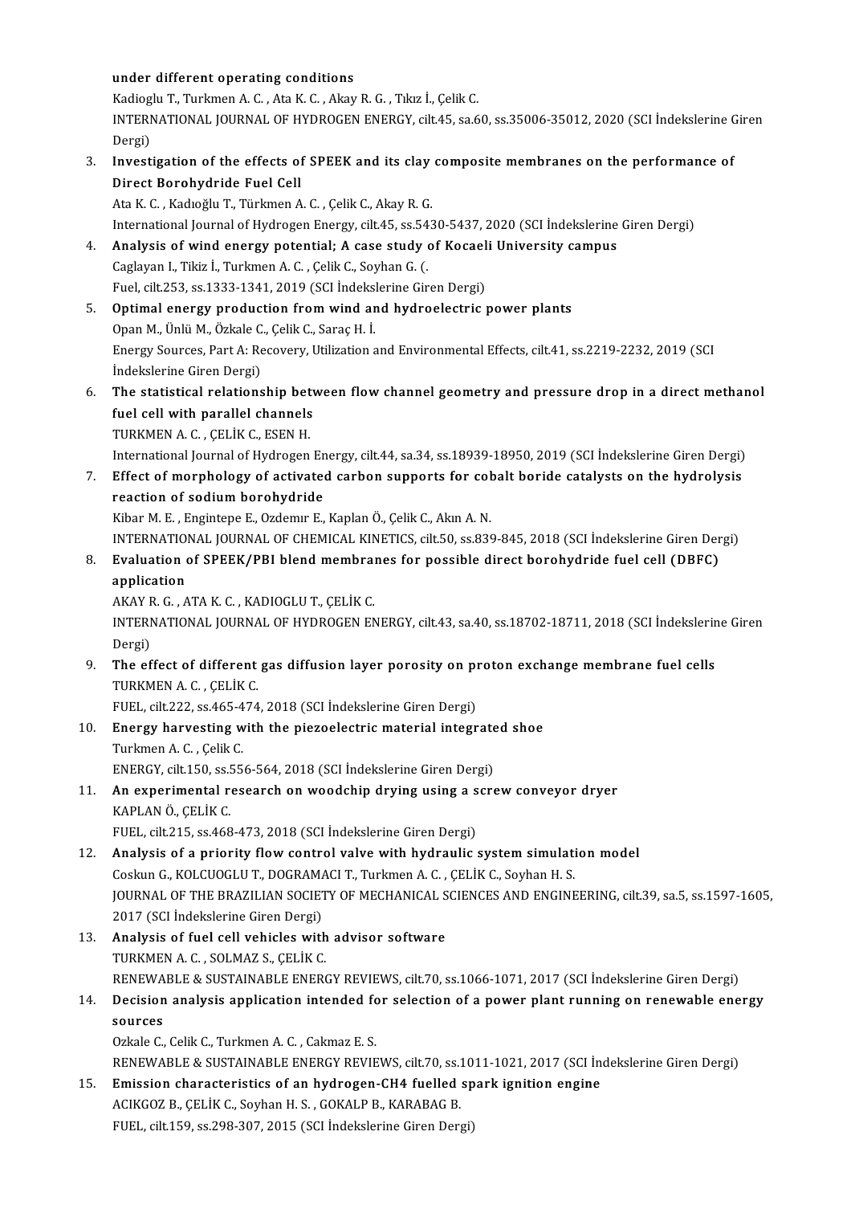under different operating conditions
Kadioglu T., Turkmen A. C. , Ata K. C. , Akay R. G. , Tıkız İ., Çelik C.
INTERNATIONAL JOURNAL OF HYDROGEN ENERGY, cilt.45, sa.60, ss.35006-35012, 2020 (SCI İndekslerine Giren Dergi)

3. **Investigation of the effects of SPEEK and its clay composite membranes on the performance of Direct Borohydride Fuel Cell**
Ata K. C. , Kadıoğlu T., Türkmen A. C. , Çelik C., Akay R. G.
International Journal of Hydrogen Energy, cilt.45, ss.5430-5437, 2020 (SCI İndekslerine Giren Dergi)

4. **Analysis of wind energy potential; A case study of Kocaeli University campus**
Caglayan I., Tikiz İ., Turkmen A. C. , Çelik C., Soyhan G. (.
Fuel, cilt.253, ss.1333-1341, 2019 (SCI İndekslerine Giren Dergi)

5. **Optimal energy production from wind and hydroelectric power plants**
Opan M., Ünlü M., Özkale C., Çelik C., Saraç H. İ.
Energy Sources, Part A: Recovery, Utilization and Environmental Effects, cilt.41, ss.2219-2232, 2019 (SCI İndekslerine Giren Dergi)

6. **The statistical relationship between flow channel geometry and pressure drop in a direct methanol fuel cell with parallel channels**
TURKMEN A. C. , ÇELİK C., ESEN H.
International Journal of Hydrogen Energy, cilt.44, sa.34, ss.18939-18950, 2019 (SCI İndekslerine Giren Dergi)

7. **Effect of morphology of activated carbon supports for cobalt boride catalysts on the hydrolysis reaction of sodium borohydride**
Kibar M. E. , Engintepe E., Ozdemır E., Kaplan Ö., Çelik C., Akın A. N.
INTERNATIONAL JOURNAL OF CHEMICAL KINETICS, cilt.50, ss.839-845, 2018 (SCI İndekslerine Giren Dergi)

8. **Evaluation of SPEEK/PBI blend membranes for possible direct borohydride fuel cell (DBFC) application**
AKAY R. G. , ATA K. C. , KADIOGLU T., ÇELİK C.
INTERNATIONAL JOURNAL OF HYDROGEN ENERGY, cilt.43, sa.40, ss.18702-18711, 2018 (SCI İndekslerine Giren Dergi)

9. **The effect of different gas diffusion layer porosity on proton exchange membrane fuel cells**
TURKMEN A. C. , ÇELİK C.
FUEL, cilt.222, ss.465-474, 2018 (SCI İndekslerine Giren Dergi)

10. **Energy harvesting with the piezoelectric material integrated shoe**
Turkmen A. C. , Çelik C.
ENERGY, cilt.150, ss.556-564, 2018 (SCI İndekslerine Giren Dergi)

11. **An experimental research on woodchip drying using a screw conveyor dryer**
KAPLAN Ö., ÇELİK C.
FUEL, cilt.215, ss.468-473, 2018 (SCI İndekslerine Giren Dergi)

12. **Analysis of a priority flow control valve with hydraulic system simulation model**
Coskun G., KOLCUOGLU T., DOGRAMACI T., Turkmen A. C. , ÇELİK C., Soyhan H. S.
JOURNAL OF THE BRAZILIAN SOCIETY OF MECHANICAL SCIENCES AND ENGINEERING, cilt.39, sa.5, ss.1597-1605, 2017 (SCI İndekslerine Giren Dergi)

13. **Analysis of fuel cell vehicles with advisor software**
TURKMEN A. C. , SOLMAZ S., ÇELİK C.
RENEWABLE & SUSTAINABLE ENERGY REVIEWS, cilt.70, ss.1066-1071, 2017 (SCI İndekslerine Giren Dergi)

14. **Decision analysis application intended for selection of a power plant running on renewable energy sources**
Ozkale C., Celik C., Turkmen A. C. , Cakmaz E. S.
RENEWABLE & SUSTAINABLE ENERGY REVIEWS, cilt.70, ss.1011-1021, 2017 (SCI İndekslerine Giren Dergi)

15. **Emission characteristics of an hydrogen-CH4 fuelled spark ignition engine**
ACIKGOZ B., ÇELİK C., Soyhan H. S. , GOKALP B., KARABAG B.
FUEL, cilt.159, ss.298-307, 2015 (SCI İndekslerine Giren Dergi)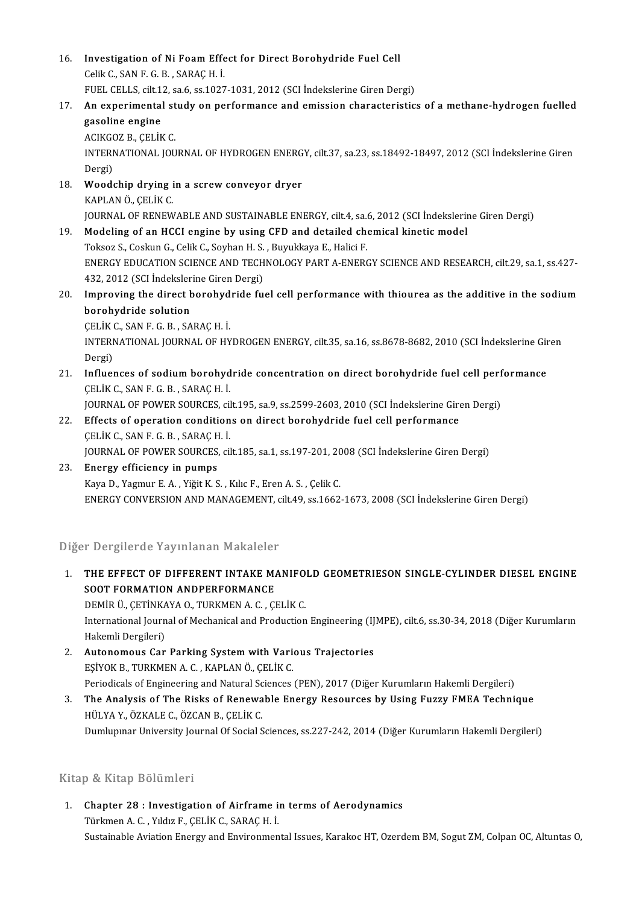16. **Investigation of Ni Foam Effect for Direct Borohydride Fuel Cell**
    Celik C., SAN F. G. B. , SARAÇ H. İ.
    FUEL CELLS, cilt.12, sa.6, ss.1027-1031, 2012 (SCI İndekslerine Giren Dergi)
17. **An experimental study on performance and emission characteristics of a methane-hydrogen fuelled gasoline engine**
    ACIKGOZ B., ÇELİK C.
    INTERNATIONAL JOURNAL OF HYDROGEN ENERGY, cilt.37, sa.23, ss.18492-18497, 2012 (SCI İndekslerine Giren Dergi)
18. **Woodchip drying in a screw conveyor dryer**
    KAPLAN Ö., ÇELİK C.
    JOURNAL OF RENEWABLE AND SUSTAINABLE ENERGY, cilt.4, sa.6, 2012 (SCI İndekslerine Giren Dergi)
19. **Modeling of an HCCI engine by using CFD and detailed chemical kinetic model**
    Toksoz S., Coskun G., Celik C., Soyhan H. S. , Buyukkaya E., Halici F.
    ENERGY EDUCATION SCIENCE AND TECHNOLOGY PART A-ENERGY SCIENCE AND RESEARCH, cilt.29, sa.1, ss.427-432, 2012 (SCI İndekslerine Giren Dergi)
20. **Improving the direct borohydride fuel cell performance with thiourea as the additive in the sodium borohydride solution**
    ÇELİK C., SAN F. G. B. , SARAÇ H. İ.
    INTERNATIONAL JOURNAL OF HYDROGEN ENERGY, cilt.35, sa.16, ss.8678-8682, 2010 (SCI İndekslerine Giren Dergi)
21. **Influences of sodium borohydride concentration on direct borohydride fuel cell performance**
    ÇELİK C., SAN F. G. B. , SARAÇ H. İ.
    JOURNAL OF POWER SOURCES, cilt.195, sa.9, ss.2599-2603, 2010 (SCI İndekslerine Giren Dergi)
22. **Effects of operation conditions on direct borohydride fuel cell performance**
    ÇELİK C., SAN F. G. B. , SARAÇ H. İ.
    JOURNAL OF POWER SOURCES, cilt.185, sa.1, ss.197-201, 2008 (SCI İndekslerine Giren Dergi)
23. **Energy efficiency in pumps**
    Kaya D., Yagmur E. A. , Yiğit K. S. , Kılıc F., Eren A. S. , Çelik C.
    ENERGY CONVERSION AND MANAGEMENT, cilt.49, ss.1662-1673, 2008 (SCI İndekslerine Giren Dergi)

## Diğer Dergilerde Yayınlanan Makaleler

1. **THE EFFECT OF DIFFERENT INTAKE MANIFOLD GEOMETRIESON SINGLE-CYLINDER DIESEL ENGINE SOOT FORMATION ANDPERFORMANCE**
   DEMİR Ü., ÇETİNKAYA O., TURKMEN A. C. , ÇELİK C.
   International Journal of Mechanical and Production Engineering (IJMPE), cilt.6, ss.30-34, 2018 (Diğer Kurumların Hakemli Dergileri)
2. **Autonomous Car Parking System with Various Trajectories**
   EŞİYOK B., TURKMEN A. C. , KAPLAN Ö., ÇELİK C.
   Periodicals of Engineering and Natural Sciences (PEN), 2017 (Diğer Kurumların Hakemli Dergileri)
3. **The Analysis of The Risks of Renewable Energy Resources by Using Fuzzy FMEA Technique**
   HÜLYA Y., ÖZKALE C., ÖZCAN B., ÇELİK C.
   Dumlupınar University Journal Of Social Sciences, ss.227-242, 2014 (Diğer Kurumların Hakemli Dergileri)

## Kitap & Kitap Bölümleri

1. **Chapter 28 : Investigation of Airframe in terms of Aerodynamics**
   Türkmen A. C. , Yıldız F., ÇELİK C., SARAÇ H. İ.
   Sustainable Aviation Energy and Environmental Issues, Karakoc HT, Ozerdem BM, Sogut ZM, Colpan OC, Altuntas O,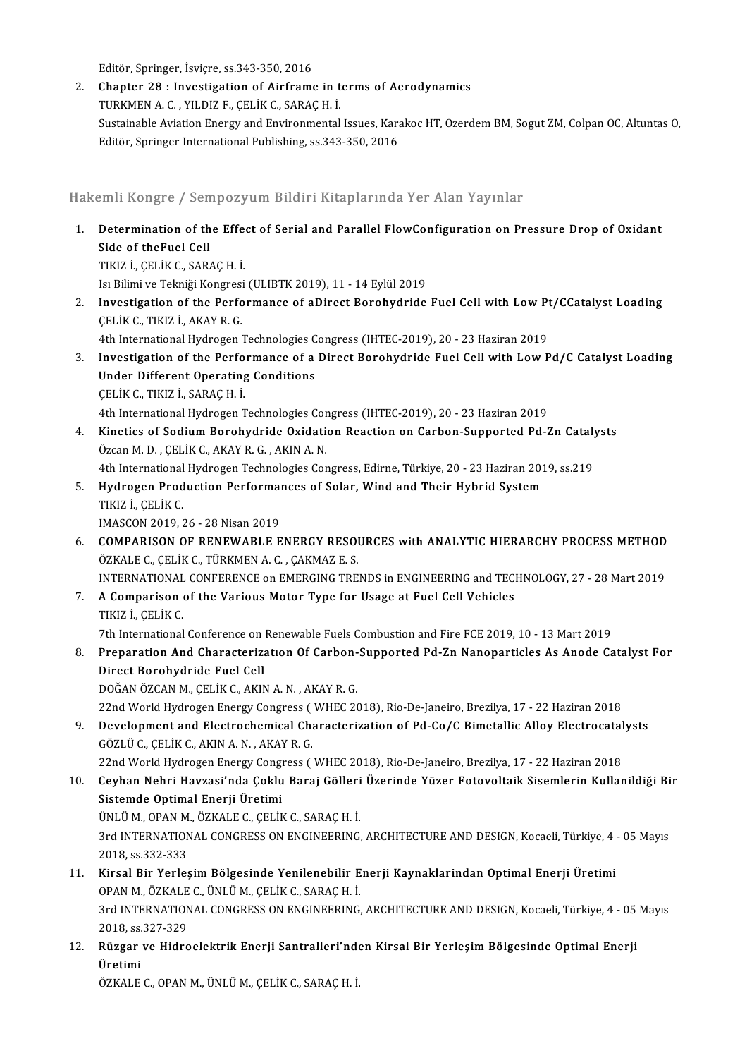Editör, Springer, İsviçre, ss.343-350, 2016

2. **Chapter 28 : Investigation of Airframe in terms of Aerodynamics**
   TURKMEN A. C. , YILDIZ F., ÇELİK C., SARAÇ H. İ.
   Sustainable Aviation Energy and Environmental Issues, Karakoc HT, Ozerdem BM, Sogut ZM, Colpan OC, Altuntas O, Editör, Springer International Publishing, ss.343-350, 2016

## Hakemli Kongre / Sempozyum Bildiri Kitaplarında Yer Alan Yayınlar

1. **Determination of the Effect of Serial and Parallel FlowConfiguration on Pressure Drop of Oxidant Side of theFuel Cell**
   TIKIZ İ., ÇELİK C., SARAÇ H. İ.
   Isı Bilimi ve Tekniği Kongresi (ULIBTK 2019), 11 - 14 Eylül 2019
2. **Investigation of the Performance of aDirect Borohydride Fuel Cell with Low Pt/CCatalyst Loading**
   ÇELİK C., TIKIZ İ., AKAY R. G.
   4th International Hydrogen Technologies Congress (IHTEC-2019), 20 - 23 Haziran 2019
3. **Investigation of the Performance of a Direct Borohydride Fuel Cell with Low Pd/C Catalyst Loading Under Different Operating Conditions**
   ÇELİK C., TIKIZ İ., SARAÇ H. İ.
   4th International Hydrogen Technologies Congress (IHTEC-2019), 20 - 23 Haziran 2019
4. **Kinetics of Sodium Borohydride Oxidation Reaction on Carbon-Supported Pd-Zn Catalysts**
   Özcan M. D. , ÇELİK C., AKAY R. G. , AKIN A. N.
   4th International Hydrogen Technologies Congress, Edirne, Türkiye, 20 - 23 Haziran 2019, ss.219
5. **Hydrogen Production Performances of Solar, Wind and Their Hybrid System**
   TIKIZ İ., ÇELİK C.
   IMASCON 2019, 26 - 28 Nisan 2019
6. **COMPARISON OF RENEWABLE ENERGY RESOURCES with ANALYTIC HIERARCHY PROCESS METHOD**
   ÖZKALE C., ÇELİK C., TÜRKMEN A. C. , ÇAKMAZ E. S.
   INTERNATIONAL CONFERENCE on EMERGING TRENDS in ENGINEERING and TECHNOLOGY, 27 - 28 Mart 2019
7. **A Comparison of the Various Motor Type for Usage at Fuel Cell Vehicles**
   TIKIZ İ., ÇELİK C.
   7th International Conference on Renewable Fuels Combustion and Fire FCE 2019, 10 - 13 Mart 2019
8. **Preparation And Characterizatıon Of Carbon-Supported Pd-Zn Nanoparticles As Anode Catalyst For Direct Borohydride Fuel Cell**
   DOĞAN ÖZCAN M., ÇELİK C., AKIN A. N. , AKAY R. G.
   22nd World Hydrogen Energy Congress ( WHEC 2018), Rio-De-Janeiro, Brezilya, 17 - 22 Haziran 2018
9. **Development and Electrochemical Characterization of Pd-Co/C Bimetallic Alloy Electrocatalysts**
   GÖZLÜ C., ÇELİK C., AKIN A. N. , AKAY R. G.
   22nd World Hydrogen Energy Congress ( WHEC 2018), Rio-De-Janeiro, Brezilya, 17 - 22 Haziran 2018
10. **Ceyhan Nehri Havzasi'nda Çoklu Baraj Gölleri Üzerinde Yüzer Fotovoltaik Sisemlerin Kullanildiği Bir Sistemde Optimal Enerji Üretimi**
    ÜNLÜ M., OPAN M., ÖZKALE C., ÇELİK C., SARAÇ H. İ.
    3rd INTERNATIONAL CONGRESS ON ENGINEERING, ARCHITECTURE AND DESIGN, Kocaeli, Türkiye, 4 - 05 Mayıs 2018, ss.332-333
11. **Kirsal Bir Yerleşim Bölgesinde Yenilenebilir Enerji Kaynaklarindan Optimal Enerji Üretimi**
    OPAN M., ÖZKALE C., ÜNLÜ M., ÇELİK C., SARAÇ H. İ.
    3rd INTERNATIONAL CONGRESS ON ENGINEERING, ARCHITECTURE AND DESIGN, Kocaeli, Türkiye, 4 - 05 Mayıs 2018, ss.327-329
12. **Rüzgar ve Hidroelektrik Enerji Santralleri'nden Kirsal Bir Yerleşim Bölgesinde Optimal Enerji Üretimi**
    ÖZKALE C., OPAN M., ÜNLÜ M., ÇELİK C., SARAÇ H. İ.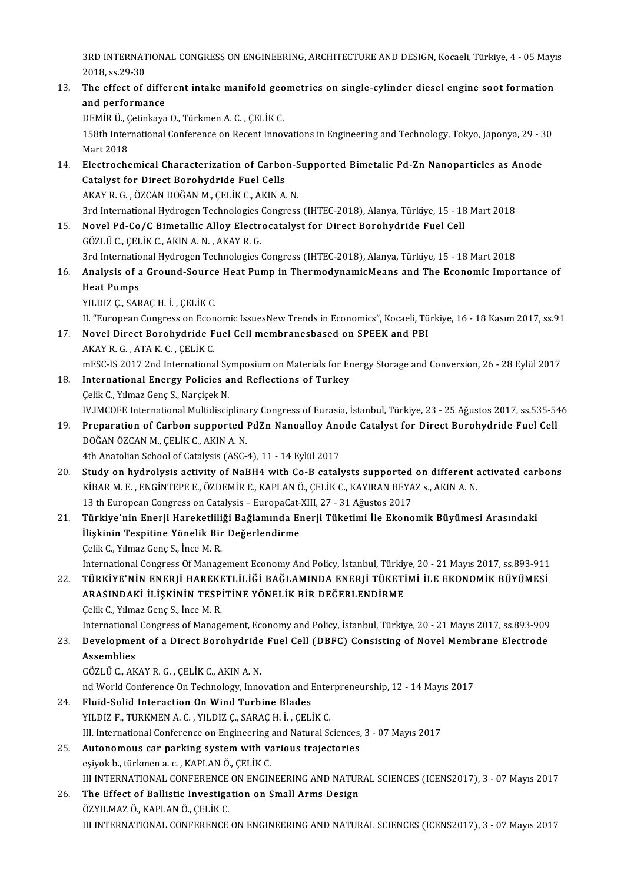3RD INTERNATIONAL CONGRESS ON ENGINEERING, ARCHITECTURE AND DESIGN, Kocaeli, Türkiye, 4 - 05 Mayıs 2018, ss.29-30

13. **The effect of different intake manifold geometries on single-cylinder diesel engine soot formation and performance**
    DEMİR Ü., Çetinkaya O., Türkmen A. C. , ÇELİK C.
    158th International Conference on Recent Innovations in Engineering and Technology, Tokyo, Japonya, 29 - 30 Mart 2018
14. **Electrochemical Characterization of Carbon-Supported Bimetalic Pd-Zn Nanoparticles as Anode Catalyst for Direct Borohydride Fuel Cells**
    AKAY R. G. , ÖZCAN DOĞAN M., ÇELİK C., AKIN A. N.
    3rd International Hydrogen Technologies Congress (IHTEC-2018), Alanya, Türkiye, 15 - 18 Mart 2018
15. **Novel Pd-Co/C Bimetallic Alloy Electrocatalyst for Direct Borohydride Fuel Cell**
    GÖZLÜ C., ÇELİK C., AKIN A. N. , AKAY R. G.
    3rd International Hydrogen Technologies Congress (IHTEC-2018), Alanya, Türkiye, 15 - 18 Mart 2018
16. **Analysis of a Ground-Source Heat Pump in ThermodynamicMeans and The Economic Importance of Heat Pumps**
    YILDIZ Ç., SARAÇ H. İ. , ÇELİK C.
    II. "European Congress on Economic IssuesNew Trends in Economics", Kocaeli, Türkiye, 16 - 18 Kasım 2017, ss.91
17. **Novel Direct Borohydride Fuel Cell membranesbased on SPEEK and PBI**
    AKAY R. G. , ATA K. C. , ÇELİK C.
    mESC-IS 2017 2nd International Symposium on Materials for Energy Storage and Conversion, 26 - 28 Eylül 2017
18. **International Energy Policies and Reflections of Turkey**
    Çelik C., Yılmaz Genç S., Narçiçek N.
    IV.IMCOFE International Multidisciplinary Congress of Eurasia, İstanbul, Türkiye, 23 - 25 Ağustos 2017, ss.535-546
19. **Preparation of Carbon supported PdZn Nanoalloy Anode Catalyst for Direct Borohydride Fuel Cell**
    DOĞAN ÖZCAN M., ÇELİK C., AKIN A. N.
    4th Anatolian School of Catalysis (ASC-4), 11 - 14 Eylül 2017
20. **Study on hydrolysis activity of NaBH4 with Co-B catalysts supported on different activated carbons**
    KİBAR M. E. , ENGİNTEPE E., ÖZDEMİR E., KAPLAN Ö., ÇELİK C., KAYIRAN BEYAZ s., AKIN A. N.
    13 th European Congress on Catalysis – EuropaCat-XIII, 27 - 31 Ağustos 2017
21. **Türkiye'nin Enerji Hareketliliği Bağlamında Enerji Tüketimi İle Ekonomik Büyümesi Arasındaki İlişkinin Tespitine Yönelik Bir Değerlendirme**
    Çelik C., Yılmaz Genç S., İnce M. R.
    International Congress Of Management Economy And Policy, İstanbul, Türkiye, 20 - 21 Mayıs 2017, ss.893-911
22. **TÜRKİYE'NİN ENERJİ HAREKETLİLİĞİ BAĞLAMINDA ENERJİ TÜKETİMİ İLE EKONOMİK BÜYÜMESİ ARASINDAKİ İLİŞKİNİN TESPİTİNE YÖNELİK BİR DEĞERLENDİRME**
    Çelik C., Yılmaz Genç S., İnce M. R.
    International Congress of Management, Economy and Policy, İstanbul, Türkiye, 20 - 21 Mayıs 2017, ss.893-909
23. **Development of a Direct Borohydride Fuel Cell (DBFC) Consisting of Novel Membrane Electrode Assemblies**
    GÖZLÜ C., AKAY R. G. , ÇELİK C., AKIN A. N.
    nd World Conference On Technology, Innovation and Enterpreneurship, 12 - 14 Mayıs 2017
24. **Fluid-Solid Interaction On Wind Turbine Blades**
    YILDIZ F., TURKMEN A. C. , YILDIZ Ç., SARAÇ H. İ. , ÇELİK C.
    III. International Conference on Engineering and Natural Sciences, 3 - 07 Mayıs 2017
25. **Autonomous car parking system with various trajectories**
    eşiyok b., türkmen a. c. , KAPLAN Ö., ÇELİK C.
    III INTERNATIONAL CONFERENCE ON ENGINEERING AND NATURAL SCIENCES (ICENS2017), 3 - 07 Mayıs 2017
26. **The Effect of Ballistic Investigation on Small Arms Design**
    ÖZYILMAZ Ö., KAPLAN Ö., ÇELİK C.
    III INTERNATIONAL CONFERENCE ON ENGINEERING AND NATURAL SCIENCES (ICENS2017), 3 - 07 Mayıs 2017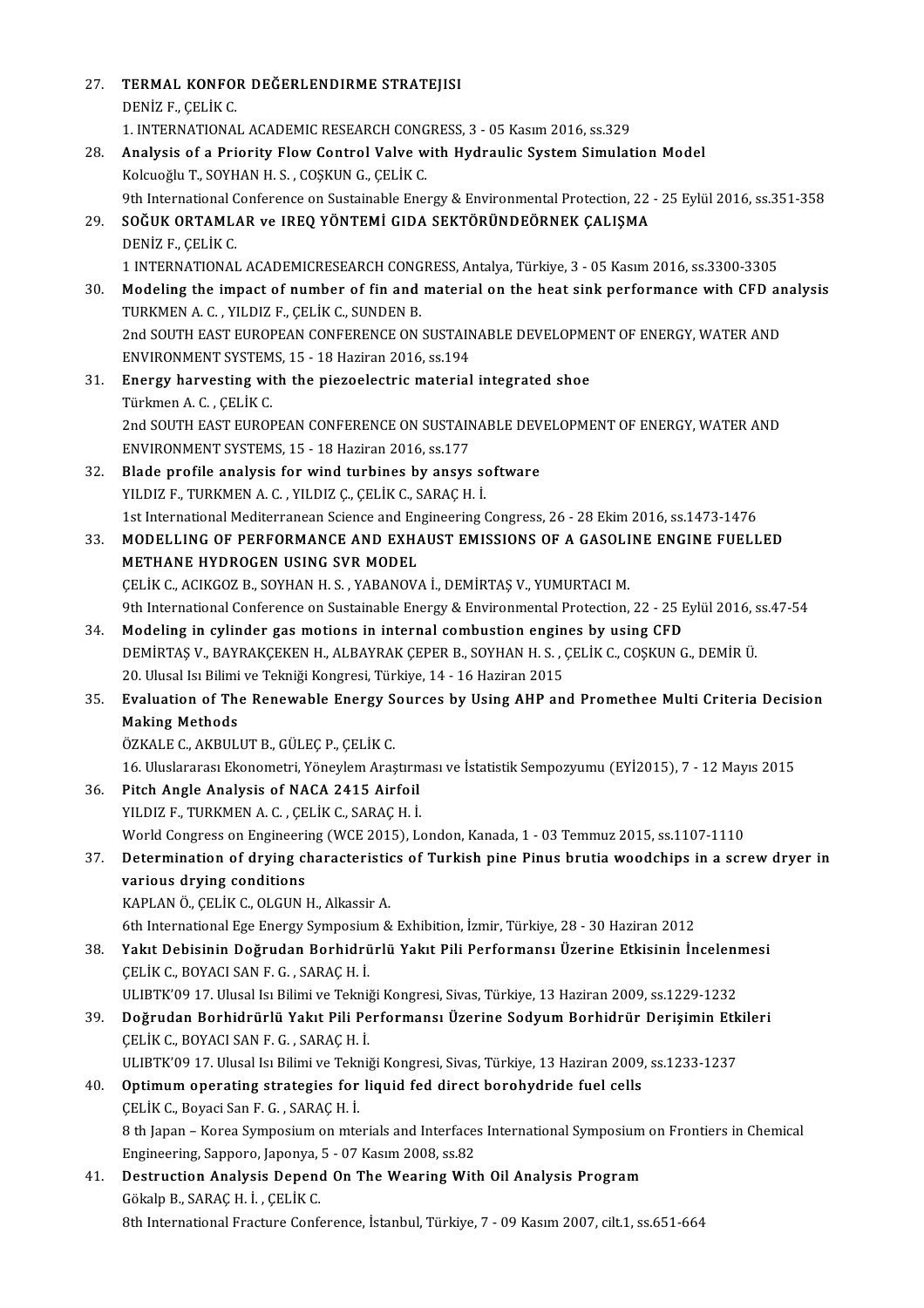27. **TERMAL KONFOR DEĞERLENDIRME STRATEJISI**
    DENİZ F., ÇELİK C.
    1. INTERNATIONAL ACADEMIC RESEARCH CONGRESS, 3 - 05 Kasım 2016, ss.329
28. **Analysis of a Priority Flow Control Valve with Hydraulic System Simulation Model**
    Kolcuoğlu T., SOYHAN H. S. , COŞKUN G., ÇELİK C.
    9th International Conference on Sustainable Energy & Environmental Protection, 22 - 25 Eylül 2016, ss.351-358
29. **SOĞUK ORTAMLAR ve IREQ YÖNTEMİ GIDA SEKTÖRÜNDEÖRNEK ÇALIŞMA**
    DENİZ F., ÇELİK C.
    1 INTERNATIONAL ACADEMICRESEARCH CONGRESS, Antalya, Türkiye, 3 - 05 Kasım 2016, ss.3300-3305
30. **Modeling the impact of number of fin and material on the heat sink performance with CFD analysis**
    TURKMEN A. C. , YILDIZ F., ÇELİK C., SUNDEN B.
    2nd SOUTH EAST EUROPEAN CONFERENCE ON SUSTAINABLE DEVELOPMENT OF ENERGY, WATER AND ENVIRONMENT SYSTEMS, 15 - 18 Haziran 2016, ss.194
31. **Energy harvesting with the piezoelectric material integrated shoe**
    Türkmen A. C. , ÇELİK C.
    2nd SOUTH EAST EUROPEAN CONFERENCE ON SUSTAINABLE DEVELOPMENT OF ENERGY, WATER AND ENVIRONMENT SYSTEMS, 15 - 18 Haziran 2016, ss.177
32. **Blade profile analysis for wind turbines by ansys software**
    YILDIZ F., TURKMEN A. C. , YILDIZ Ç., ÇELİK C., SARAÇ H. İ.
    1st International Mediterranean Science and Engineering Congress, 26 - 28 Ekim 2016, ss.1473-1476
33. **MODELLING OF PERFORMANCE AND EXHAUST EMISSIONS OF A GASOLINE ENGINE FUELLED METHANE HYDROGEN USING SVR MODEL**
    ÇELİK C., ACIKGOZ B., SOYHAN H. S. , YABANOVA İ., DEMİRTAŞ V., YUMURTACI M.
    9th International Conference on Sustainable Energy & Environmental Protection, 22 - 25 Eylül 2016, ss.47-54
34. **Modeling in cylinder gas motions in internal combustion engines by using CFD**
    DEMİRTAŞ V., BAYRAKÇEKEN H., ALBAYRAK ÇEPER B., SOYHAN H. S. , ÇELİK C., COŞKUN G., DEMİR Ü.
    20. Ulusal Isı Bilimi ve Tekniği Kongresi, Türkiye, 14 - 16 Haziran 2015
35. **Evaluation of The Renewable Energy Sources by Using AHP and Promethee Multi Criteria Decision Making Methods**
    ÖZKALE C., AKBULUT B., GÜLEÇ P., ÇELİK C.
    16. Uluslararası Ekonometri, Yöneylem Araştırması ve İstatistik Sempozyumu (EYİ2015), 7 - 12 Mayıs 2015
36. **Pitch Angle Analysis of NACA 2415 Airfoil**
    YILDIZ F., TURKMEN A. C. , ÇELİK C., SARAÇ H. İ.
    World Congress on Engineering (WCE 2015), London, Kanada, 1 - 03 Temmuz 2015, ss.1107-1110
37. **Determination of drying characteristics of Turkish pine Pinus brutia woodchips in a screw dryer in various drying conditions**
    KAPLAN Ö., ÇELİK C., OLGUN H., Alkassir A.
    6th International Ege Energy Symposium & Exhibition, İzmir, Türkiye, 28 - 30 Haziran 2012
38. **Yakıt Debisinin Doğrudan Borhidrürlü Yakıt Pili Performansı Üzerine Etkisinin İncelenmesi**
    ÇELİK C., BOYACI SAN F. G. , SARAÇ H. İ.
    ULIBTK'09 17. Ulusal Isı Bilimi ve Tekniği Kongresi, Sivas, Türkiye, 13 Haziran 2009, ss.1229-1232
39. **Doğrudan Borhidrürlü Yakıt Pili Performansı Üzerine Sodyum Borhidrür Derişimin Etkileri**
    ÇELİK C., BOYACI SAN F. G. , SARAÇ H. İ.
    ULIBTK'09 17. Ulusal Isı Bilimi ve Tekniği Kongresi, Sivas, Türkiye, 13 Haziran 2009, ss.1233-1237
40. **Optimum operating strategies for liquid fed direct borohydride fuel cells**
    ÇELİK C., Boyaci San F. G. , SARAÇ H. İ.
    8 th Japan – Korea Symposium on mterials and Interfaces International Symposium on Frontiers in Chemical Engineering, Sapporo, Japonya, 5 - 07 Kasım 2008, ss.82
41. **Destruction Analysis Depend On The Wearing With Oil Analysis Program**
    Gökalp B., SARAÇ H. İ. , ÇELİK C.
    8th International Fracture Conference, İstanbul, Türkiye, 7 - 09 Kasım 2007, cilt.1, ss.651-664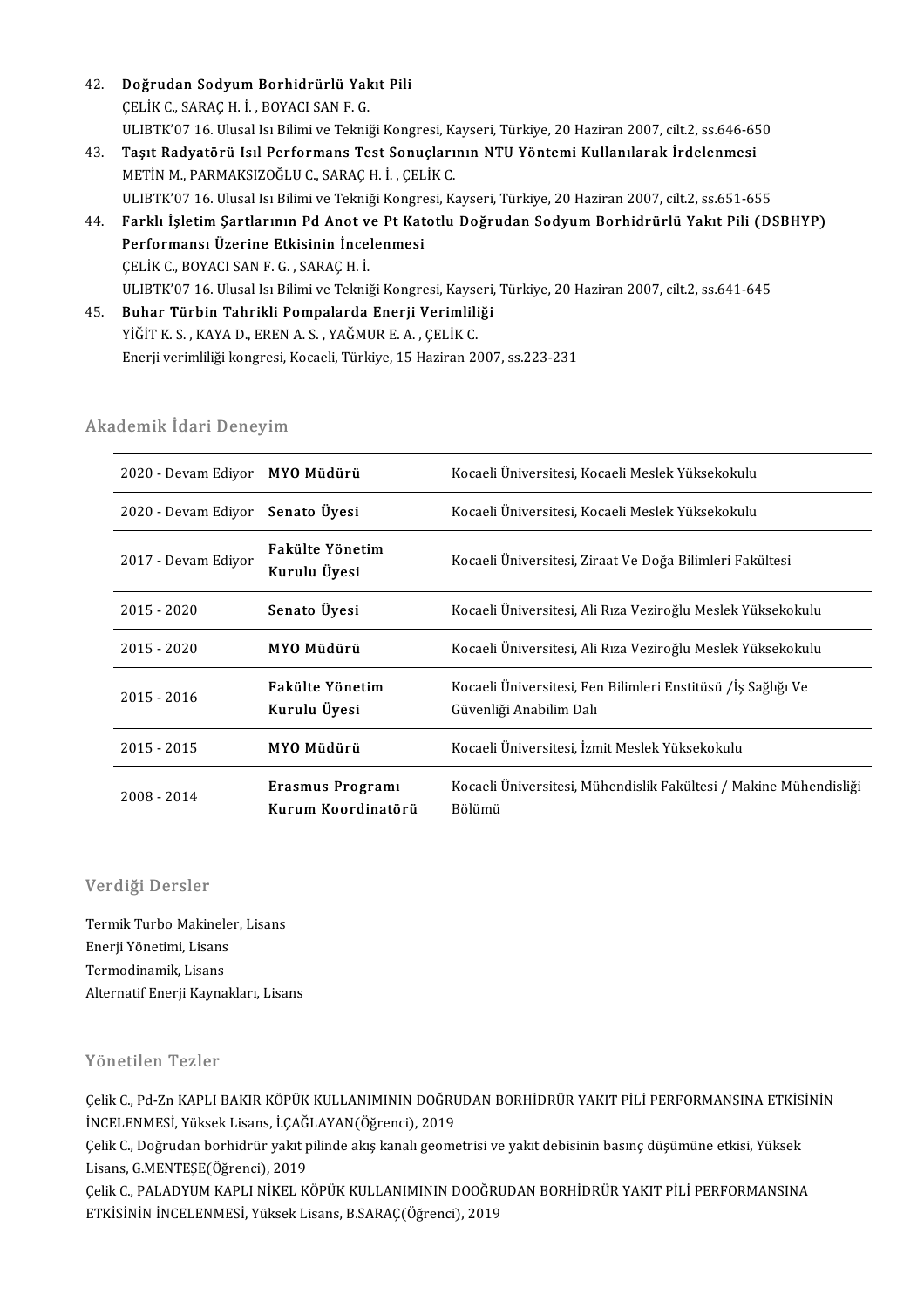42. **Doğrudan Sodyum Borhidrürlü Yakıt Pili**
    ÇELİK C., SARAÇ H. İ. , BOYACI SAN F. G.
    ULIBTK'07 16. Ulusal Isı Bilimi ve Tekniği Kongresi, Kayseri, Türkiye, 20 Haziran 2007, cilt.2, ss.646-650
43. **Taşıt Radyatörü Isıl Performans Test Sonuçlarının NTU Yöntemi Kullanılarak İrdelenmesi**
    METİN M., PARMAKSIZOĞLU C., SARAÇ H. İ. , ÇELİK C.
    ULIBTK'07 16. Ulusal Isı Bilimi ve Tekniği Kongresi, Kayseri, Türkiye, 20 Haziran 2007, cilt.2, ss.651-655
44. **Farklı İşletim Şartlarının Pd Anot ve Pt Katotlu Doğrudan Sodyum Borhidrürlü Yakıt Pili (DSBHYP) Performansı Üzerine Etkisinin İncelenmesi**
    ÇELİK C., BOYACI SAN F. G. , SARAÇ H. İ.
    ULIBTK'07 16. Ulusal Isı Bilimi ve Tekniği Kongresi, Kayseri, Türkiye, 20 Haziran 2007, cilt.2, ss.641-645
45. **Buhar Türbin Tahrikli Pompalarda Enerji Verimliliği**
    YİĞİT K. S. , KAYA D., EREN A. S. , YAĞMUR E. A. , ÇELİK C.
    Enerji verimliliği kongresi, Kocaeli, Türkiye, 15 Haziran 2007, ss.223-231

## Akademik İdari Deneyim

| | | |
|---|---|---|
| 2020 - Devam Ediyor | **MYO Müdürü** | Kocaeli Üniversitesi, Kocaeli Meslek Yüksekokulu |
| 2020 - Devam Ediyor | **Senato Üyesi** | Kocaeli Üniversitesi, Kocaeli Meslek Yüksekokulu |
| 2017 - Devam Ediyor | **Fakülte Yönetim Kurulu Üyesi** | Kocaeli Üniversitesi, Ziraat Ve Doğa Bilimleri Fakültesi |
| 2015 - 2020 | **Senato Üyesi** | Kocaeli Üniversitesi, Ali Rıza Veziroğlu Meslek Yüksekokulu |
| 2015 - 2020 | **MYO Müdürü** | Kocaeli Üniversitesi, Ali Rıza Veziroğlu Meslek Yüksekokulu |
| 2015 - 2016 | **Fakülte Yönetim Kurulu Üyesi** | Kocaeli Üniversitesi, Fen Bilimleri Enstitüsü /İş Sağlığı Ve Güvenliği Anabilim Dalı |
| 2015 - 2015 | **MYO Müdürü** | Kocaeli Üniversitesi, İzmit Meslek Yüksekokulu |
| 2008 - 2014 | **Erasmus Programı Kurum Koordinatörü** | Kocaeli Üniversitesi, Mühendislik Fakültesi / Makine Mühendisliği Bölümü |

## Verdiği Dersler

Termik Turbo Makineler, Lisans
Enerji Yönetimi, Lisans
Termodinamik, Lisans
Alternatif Enerji Kaynakları, Lisans

## Yönetilen Tezler

Çelik C., Pd-Zn KAPLI BAKIR KÖPÜK KULLANIMININ DOĞRUDAN BORHİDRÜR YAKIT PİLİ PERFORMANSINA ETKİSİNİN İNCELENMESİ, Yüksek Lisans, İ.ÇAĞLAYAN(Öğrenci), 2019

Çelik C., Doğrudan borhidrür yakıt pilinde akış kanalı geometrisi ve yakıt debisinin basınç düşümüne etkisi, Yüksek Lisans, G.MENTEŞE(Öğrenci), 2019

Çelik C., PALADYUM KAPLI NİKEL KÖPÜK KULLANIMININ DOOĞRUDAN BORHİDRÜR YAKIT PİLİ PERFORMANSINA ETKİSİNİN İNCELENMESİ, Yüksek Lisans, B.SARAÇ(Öğrenci), 2019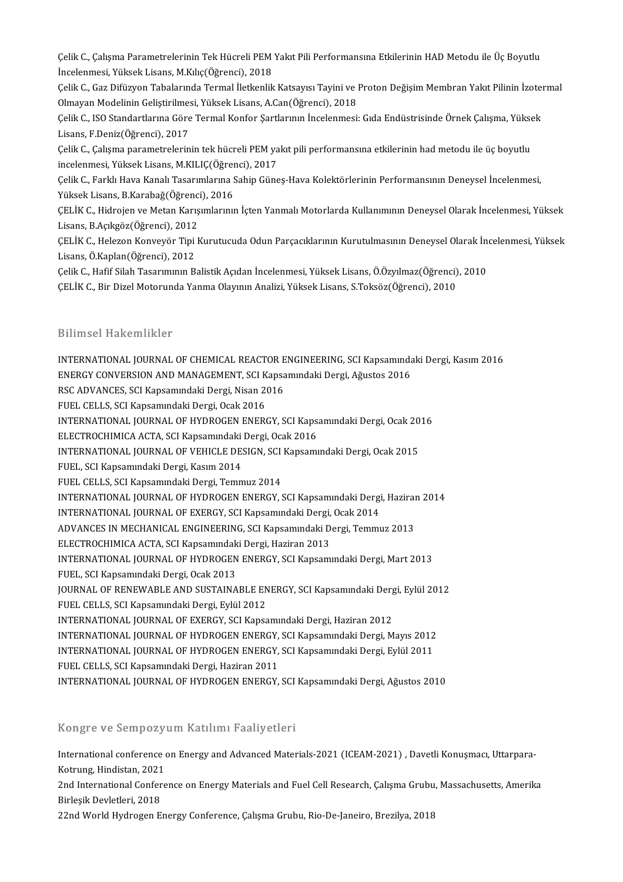Çelik C., Çalışma Parametrelerinin Tek Hücreli PEM Yakıt Pili Performansına Etkilerinin HAD Metodu ile Üç Boyutlu İncelenmesi, Yüksek Lisans, M.Kılıç(Öğrenci), 2018

Çelik C., Gaz Difüzyon Tabalarında Termal İletkenlik Katsayısı Tayini ve Proton Değişim Membran Yakıt Pilinin İzotermal Olmayan Modelinin Geliştirilmesi, Yüksek Lisans, A.Can(Öğrenci), 2018

Çelik C., ISO Standartlarına Göre Termal Konfor Şartlarının İncelenmesi: Gıda Endüstrisinde Örnek Çalışma, Yüksek Lisans, F.Deniz(Öğrenci), 2017

Çelik C., Çalışma parametrelerinin tek hücreli PEM yakıt pili performansına etkilerinin had metodu ile üç boyutlu incelenmesi, Yüksek Lisans, M.KILIÇ(Öğrenci), 2017

Çelik C., Farklı Hava Kanalı Tasarımlarına Sahip Güneş-Hava Kolektörlerinin Performansının Deneysel İncelenmesi, Yüksek Lisans, B.Karabağ(Öğrenci), 2016

ÇELİK C., Hidrojen ve Metan Karışımlarının İçten Yanmalı Motorlarda Kullanımının Deneysel Olarak İncelenmesi, Yüksek Lisans, B.Açıkgöz(Öğrenci), 2012

ÇELİK C., Helezon Konveyör Tipi Kurutucuda Odun Parçacıklarının Kurutulmasının Deneysel Olarak İncelenmesi, Yüksek Lisans, Ö.Kaplan(Öğrenci), 2012

Çelik C., Hafif Silah Tasarımının Balistik Açıdan İncelenmesi, Yüksek Lisans, Ö.Özyılmaz(Öğrenci), 2010

ÇELİK C., Bir Dizel Motorunda Yanma Olayının Analizi, Yüksek Lisans, S.Toksöz(Öğrenci), 2010

## Bilimsel Hakemlikler

INTERNATIONAL JOURNAL OF CHEMICAL REACTOR ENGINEERING, SCI Kapsamındaki Dergi, Kasım 2016
ENERGY CONVERSION AND MANAGEMENT, SCI Kapsamındaki Dergi, Ağustos 2016
RSC ADVANCES, SCI Kapsamındaki Dergi, Nisan 2016
FUEL CELLS, SCI Kapsamındaki Dergi, Ocak 2016
INTERNATIONAL JOURNAL OF HYDROGEN ENERGY, SCI Kapsamındaki Dergi, Ocak 2016
ELECTROCHIMICA ACTA, SCI Kapsamındaki Dergi, Ocak 2016
INTERNATIONAL JOURNAL OF VEHICLE DESIGN, SCI Kapsamındaki Dergi, Ocak 2015
FUEL, SCI Kapsamındaki Dergi, Kasım 2014
FUEL CELLS, SCI Kapsamındaki Dergi, Temmuz 2014
INTERNATIONAL JOURNAL OF HYDROGEN ENERGY, SCI Kapsamındaki Dergi, Haziran 2014
INTERNATIONAL JOURNAL OF EXERGY, SCI Kapsamındaki Dergi, Ocak 2014
ADVANCES IN MECHANICAL ENGINEERING, SCI Kapsamındaki Dergi, Temmuz 2013
ELECTROCHIMICA ACTA, SCI Kapsamındaki Dergi, Haziran 2013
INTERNATIONAL JOURNAL OF HYDROGEN ENERGY, SCI Kapsamındaki Dergi, Mart 2013
FUEL, SCI Kapsamındaki Dergi, Ocak 2013
JOURNAL OF RENEWABLE AND SUSTAINABLE ENERGY, SCI Kapsamındaki Dergi, Eylül 2012
FUEL CELLS, SCI Kapsamındaki Dergi, Eylül 2012
INTERNATIONAL JOURNAL OF EXERGY, SCI Kapsamındaki Dergi, Haziran 2012
INTERNATIONAL JOURNAL OF HYDROGEN ENERGY, SCI Kapsamındaki Dergi, Mayıs 2012
INTERNATIONAL JOURNAL OF HYDROGEN ENERGY, SCI Kapsamındaki Dergi, Eylül 2011
FUEL CELLS, SCI Kapsamındaki Dergi, Haziran 2011
INTERNATIONAL JOURNAL OF HYDROGEN ENERGY, SCI Kapsamındaki Dergi, Ağustos 2010

## Kongre ve Sempozyum Katılımı Faaliyetleri

International conference on Energy and Advanced Materials-2021 (ICEAM-2021) , Davetli Konuşmacı, Uttarpara-Kotrung, Hindistan, 2021

2nd International Conference on Energy Materials and Fuel Cell Research, Çalışma Grubu, Massachusetts, Amerika Birleşik Devletleri, 2018

22nd World Hydrogen Energy Conference, Çalışma Grubu, Rio-De-Janeiro, Brezilya, 2018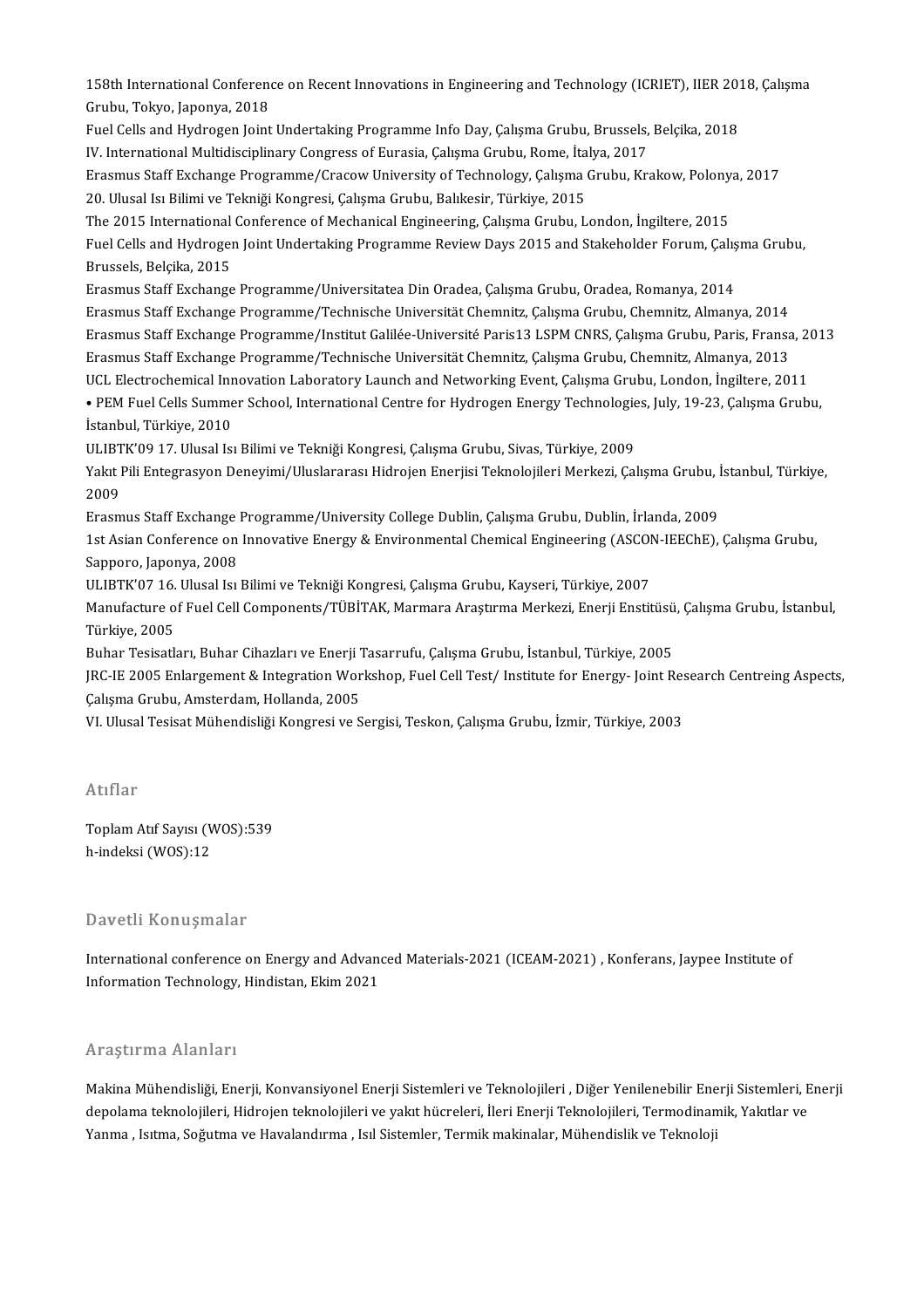158th International Conference on Recent Innovations in Engineering and Technology (ICRIET), IIER 2018, Çalışma Grubu, Tokyo, Japonya, 2018

Fuel Cells and Hydrogen Joint Undertaking Programme Info Day, Çalışma Grubu, Brussels, Belçika, 2018

IV. International Multidisciplinary Congress of Eurasia, Çalışma Grubu, Rome, İtalya, 2017

Erasmus Staff Exchange Programme/Cracow University of Technology, Çalışma Grubu, Krakow, Polonya, 2017

20. Ulusal Isı Bilimi ve Tekniği Kongresi, Çalışma Grubu, Balıkesir, Türkiye, 2015

The 2015 International Conference of Mechanical Engineering, Çalışma Grubu, London, İngiltere, 2015

Fuel Cells and Hydrogen Joint Undertaking Programme Review Days 2015 and Stakeholder Forum, Çalışma Grubu, Brussels, Belçika, 2015

Erasmus Staff Exchange Programme/Universitatea Din Oradea, Çalışma Grubu, Oradea, Romanya, 2014

Erasmus Staff Exchange Programme/Technische Universität Chemnitz, Çalışma Grubu, Chemnitz, Almanya, 2014

Erasmus Staff Exchange Programme/Institut Galilée-Université Paris13 LSPM CNRS, Çalışma Grubu, Paris, Fransa, 2013

Erasmus Staff Exchange Programme/Technische Universität Chemnitz, Çalışma Grubu, Chemnitz, Almanya, 2013

UCL Electrochemical Innovation Laboratory Launch and Networking Event, Çalışma Grubu, London, İngiltere, 2011

• PEM Fuel Cells Summer School, International Centre for Hydrogen Energy Technologies, July, 19-23, Çalışma Grubu, İstanbul, Türkiye, 2010

ULIBTK'09 17. Ulusal Isı Bilimi ve Tekniği Kongresi, Çalışma Grubu, Sivas, Türkiye, 2009

Yakıt Pili Entegrasyon Deneyimi/Uluslararası Hidrojen Enerjisi Teknolojileri Merkezi, Çalışma Grubu, İstanbul, Türkiye, 2009

Erasmus Staff Exchange Programme/University College Dublin, Çalışma Grubu, Dublin, İrlanda, 2009

1st Asian Conference on Innovative Energy & Environmental Chemical Engineering (ASCON-IEEChE), Çalışma Grubu, Sapporo, Japonya, 2008

ULIBTK'07 16. Ulusal Isı Bilimi ve Tekniği Kongresi, Çalışma Grubu, Kayseri, Türkiye, 2007

Manufacture of Fuel Cell Components/TÜBİTAK, Marmara Araştırma Merkezi, Enerji Enstitüsü, Çalışma Grubu, İstanbul, Türkiye, 2005

Buhar Tesisatları, Buhar Cihazları ve Enerji Tasarrufu, Çalışma Grubu, İstanbul, Türkiye, 2005

JRC-IE 2005 Enlargement & Integration Workshop, Fuel Cell Test/ Institute for Energy- Joint Research Centreing Aspects, Çalışma Grubu, Amsterdam, Hollanda, 2005

VI. Ulusal Tesisat Mühendisliği Kongresi ve Sergisi, Teskon, Çalışma Grubu, İzmir, Türkiye, 2003

## Atıflar

Toplam Atıf Sayısı (WOS):539
h-indeksi (WOS):12

## Davetli Konuşmalar

International conference on Energy and Advanced Materials-2021 (ICEAM-2021) , Konferans, Jaypee Institute of Information Technology, Hindistan, Ekim 2021

## Araştırma Alanları

Makina Mühendisliği, Enerji, Konvansiyonel Enerji Sistemleri ve Teknolojileri , Diğer Yenilenebilir Enerji Sistemleri, Enerji depolama teknolojileri, Hidrojen teknolojileri ve yakıt hücreleri, İleri Enerji Teknolojileri, Termodinamik, Yakıtlar ve Yanma , Isıtma, Soğutma ve Havalandırma , Isıl Sistemler, Termik makinalar, Mühendislik ve Teknoloji